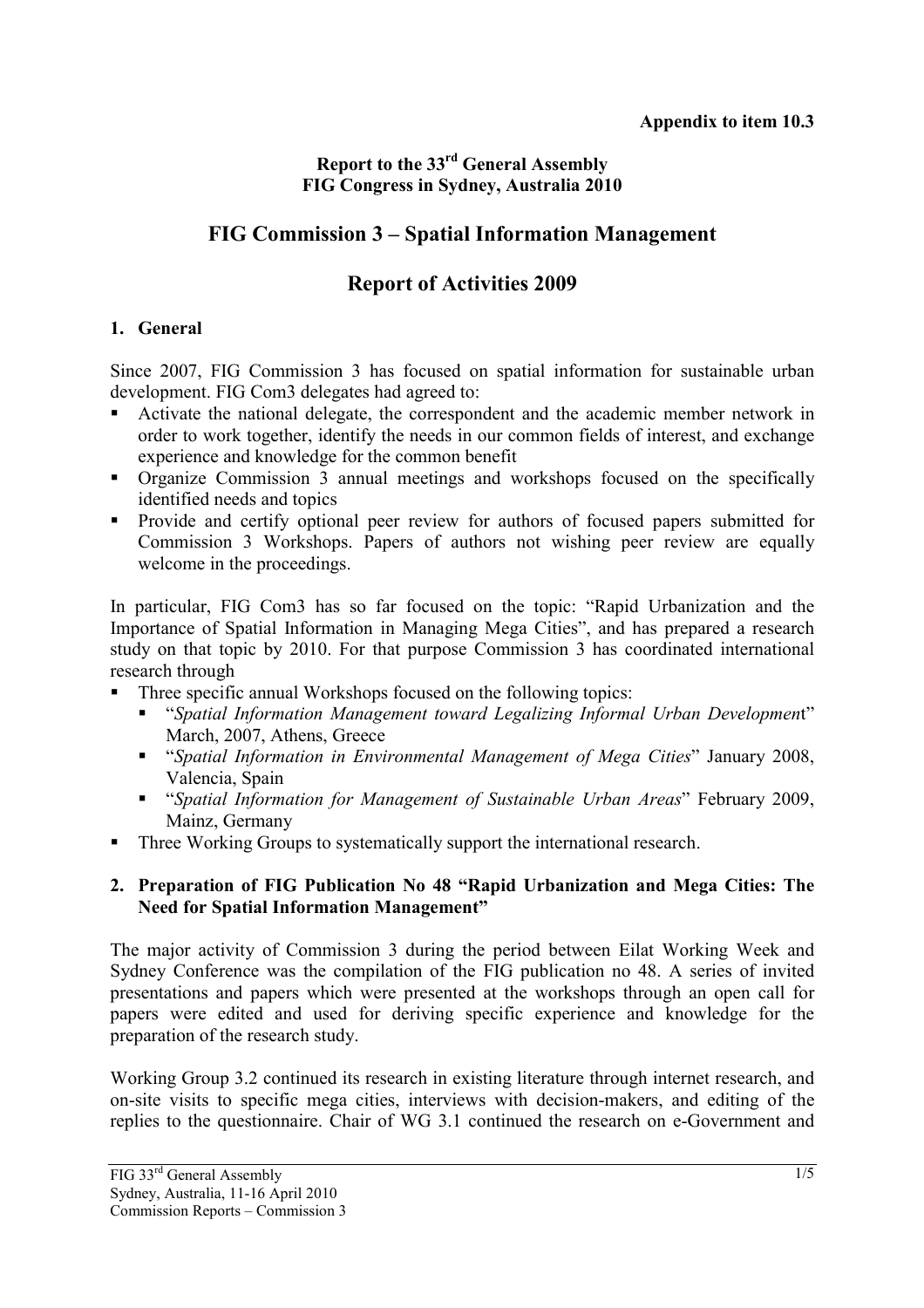**Appendix to item 10.3**

**Report to the 33rd General Assembly**
**FIG Congress in Sydney, Australia 2010**

# FIG Commission 3 – Spatial Information Management

# Report of Activities 2009

## 1. General

Since 2007, FIG Commission 3 has focused on spatial information for sustainable urban development. FIG Com3 delegates had agreed to:

- Activate the national delegate, the correspondent and the academic member network in order to work together, identify the needs in our common fields of interest, and exchange experience and knowledge for the common benefit
- Organize Commission 3 annual meetings and workshops focused on the specifically identified needs and topics
- Provide and certify optional peer review for authors of focused papers submitted for Commission 3 Workshops. Papers of authors not wishing peer review are equally welcome in the proceedings.

In particular, FIG Com3 has so far focused on the topic: "Rapid Urbanization and the Importance of Spatial Information in Managing Mega Cities", and has prepared a research study on that topic by 2010. For that purpose Commission 3 has coordinated international research through

- Three specific annual Workshops focused on the following topics:
  - "*Spatial Information Management toward Legalizing Informal Urban Developmen*t" March, 2007, Athens, Greece
  - "*Spatial Information in Environmental Management of Mega Cities*" January 2008, Valencia, Spain
  - "*Spatial Information for Management of Sustainable Urban Areas*" February 2009, Mainz, Germany
- Three Working Groups to systematically support the international research.

## 2. Preparation of FIG Publication No 48 "Rapid Urbanization and Mega Cities: The Need for Spatial Information Management"

The major activity of Commission 3 during the period between Eilat Working Week and Sydney Conference was the compilation of the FIG publication no 48. A series of invited presentations and papers which were presented at the workshops through an open call for papers were edited and used for deriving specific experience and knowledge for the preparation of the research study.

Working Group 3.2 continued its research in existing literature through internet research, and on-site visits to specific mega cities, interviews with decision-makers, and editing of the replies to the questionnaire. Chair of WG 3.1 continued the research on e-Government and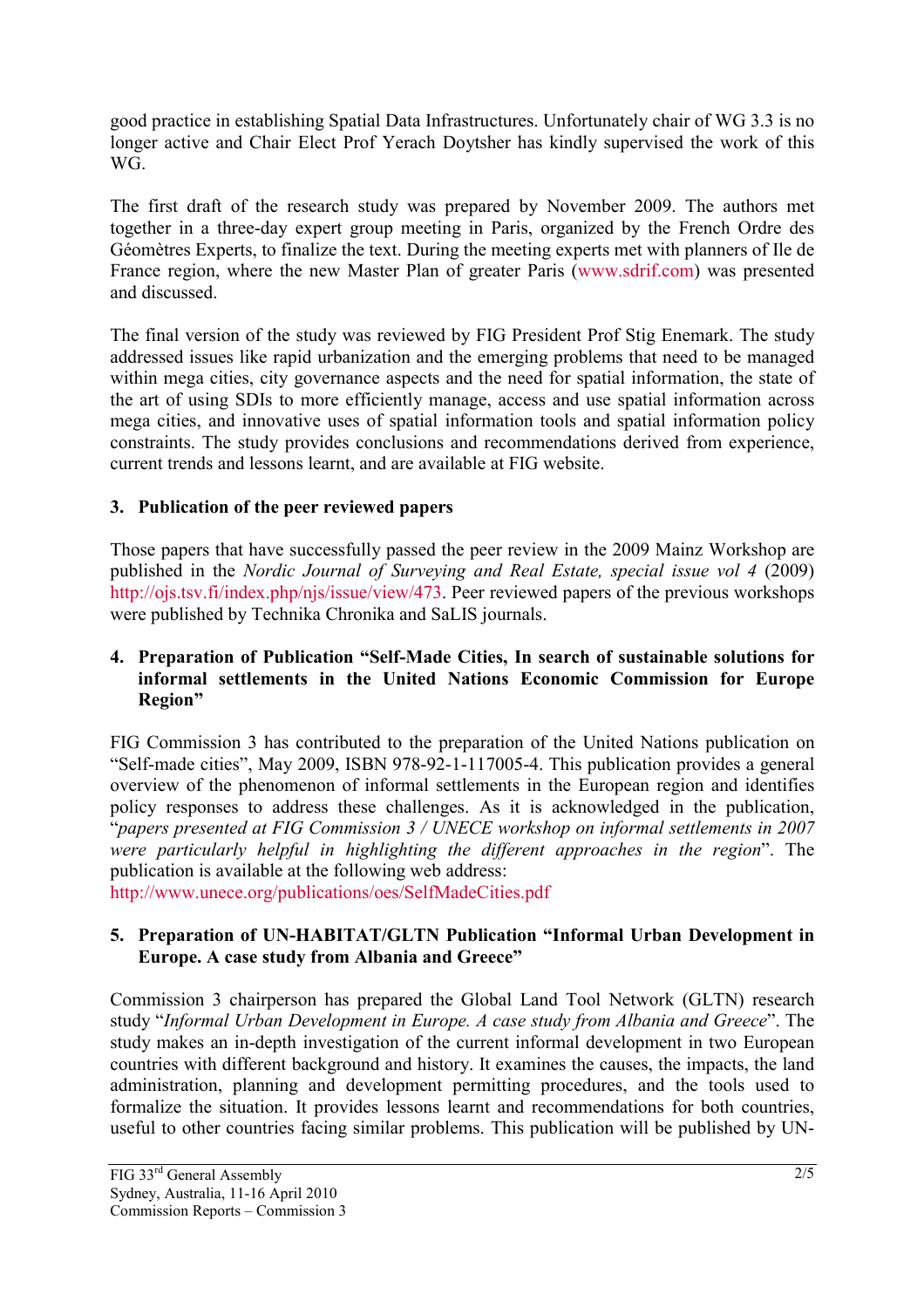good practice in establishing Spatial Data Infrastructures. Unfortunately chair of WG 3.3 is no longer active and Chair Elect Prof Yerach Doytsher has kindly supervised the work of this WG.

The first draft of the research study was prepared by November 2009. The authors met together in a three-day expert group meeting in Paris, organized by the French Ordre des Géomètres Experts, to finalize the text. During the meeting experts met with planners of Ile de France region, where the new Master Plan of greater Paris (www.sdrif.com) was presented and discussed.

The final version of the study was reviewed by FIG President Prof Stig Enemark. The study addressed issues like rapid urbanization and the emerging problems that need to be managed within mega cities, city governance aspects and the need for spatial information, the state of the art of using SDIs to more efficiently manage, access and use spatial information across mega cities, and innovative uses of spatial information tools and spatial information policy constraints. The study provides conclusions and recommendations derived from experience, current trends and lessons learnt, and are available at FIG website.

### 3. Publication of the peer reviewed papers

Those papers that have successfully passed the peer review in the 2009 Mainz Workshop are published in the *Nordic Journal of Surveying and Real Estate, special issue vol 4* (2009) http://ojs.tsv.fi/index.php/njs/issue/view/473. Peer reviewed papers of the previous workshops were published by Technika Chronika and SaLIS journals.

### 4. Preparation of Publication "Self-Made Cities, In search of sustainable solutions for informal settlements in the United Nations Economic Commission for Europe Region"

FIG Commission 3 has contributed to the preparation of the United Nations publication on "Self-made cities", May 2009, ISBN 978-92-1-117005-4. This publication provides a general overview of the phenomenon of informal settlements in the European region and identifies policy responses to address these challenges. As it is acknowledged in the publication, "*papers presented at FIG Commission 3 / UNECE workshop on informal settlements in 2007 were particularly helpful in highlighting the different approaches in the region*". The publication is available at the following web address:
http://www.unece.org/publications/oes/SelfMadeCities.pdf

### 5. Preparation of UN-HABITAT/GLTN Publication "Informal Urban Development in Europe. A case study from Albania and Greece"

Commission 3 chairperson has prepared the Global Land Tool Network (GLTN) research study "*Informal Urban Development in Europe. A case study from Albania and Greece*". The study makes an in-depth investigation of the current informal development in two European countries with different background and history. It examines the causes, the impacts, the land administration, planning and development permitting procedures, and the tools used to formalize the situation. It provides lessons learnt and recommendations for both countries, useful to other countries facing similar problems. This publication will be published by UN-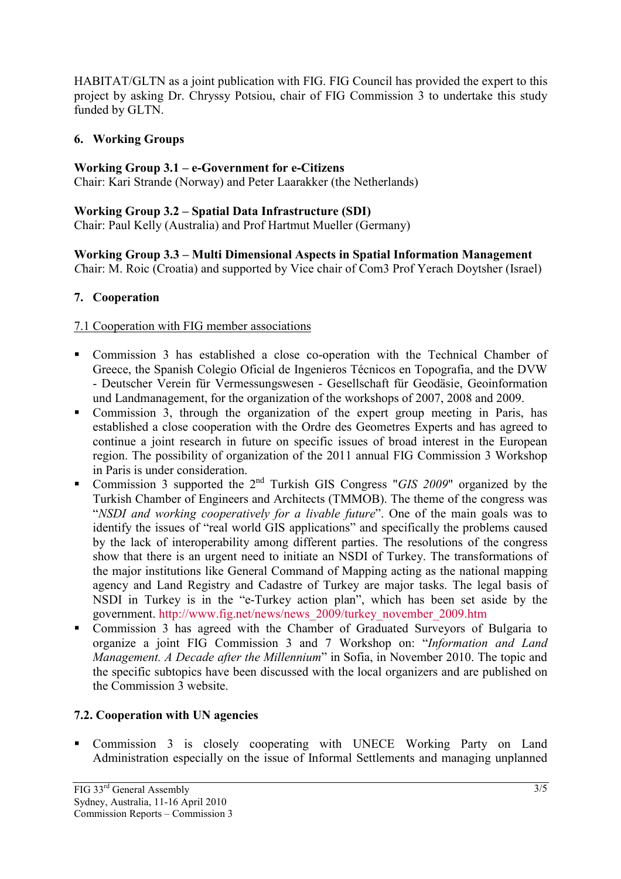HABITAT/GLTN as a joint publication with FIG. FIG Council has provided the expert to this project by asking Dr. Chryssy Potsiou, chair of FIG Commission 3 to undertake this study funded by GLTN.

## 6. Working Groups

**Working Group 3.1 – e-Government for e-Citizens**
Chair: Kari Strande (Norway) and Peter Laarakker (the Netherlands)

**Working Group 3.2 – Spatial Data Infrastructure (SDI)**
Chair: Paul Kelly (Australia) and Prof Hartmut Mueller (Germany)

**Working Group 3.3 – Multi Dimensional Aspects in Spatial Information Management**
*C*hair: M. Roic (Croatia) and supported by Vice chair of Com3 Prof Yerach Doytsher (Israel)

## 7. Cooperation

### 7.1 Cooperation with FIG member associations

- Commission 3 has established a close co-operation with the Technical Chamber of Greece, the Spanish Colegio Oficial de Ingenieros Técnicos en Topografia, and the DVW - Deutscher Verein für Vermessungswesen - Gesellschaft für Geodäsie, Geoinformation und Landmanagement, for the organization of the workshops of 2007, 2008 and 2009.
- Commission 3, through the organization of the expert group meeting in Paris, has established a close cooperation with the Ordre des Geometres Experts and has agreed to continue a joint research in future on specific issues of broad interest in the European region. The possibility of organization of the 2011 annual FIG Commission 3 Workshop in Paris is under consideration.
- Commission 3 supported the 2nd Turkish GIS Congress "*GIS 2009*" organized by the Turkish Chamber of Engineers and Architects (TMMOB). The theme of the congress was "*NSDI and working cooperatively for a livable future*". One of the main goals was to identify the issues of "real world GIS applications" and specifically the problems caused by the lack of interoperability among different parties. The resolutions of the congress show that there is an urgent need to initiate an NSDI of Turkey. The transformations of the major institutions like General Command of Mapping acting as the national mapping agency and Land Registry and Cadastre of Turkey are major tasks. The legal basis of NSDI in Turkey is in the "e-Turkey action plan", which has been set aside by the government. http://www.fig.net/news/news_2009/turkey_november_2009.htm
- Commission 3 has agreed with the Chamber of Graduated Surveyors of Bulgaria to organize a joint FIG Commission 3 and 7 Workshop on: "*Information and Land Management. A Decade after the Millennium*" in Sofia, in November 2010. The topic and the specific subtopics have been discussed with the local organizers and are published on the Commission 3 website.

### 7.2. Cooperation with UN agencies

- Commission 3 is closely cooperating with UNECE Working Party on Land Administration especially on the issue of Informal Settlements and managing unplanned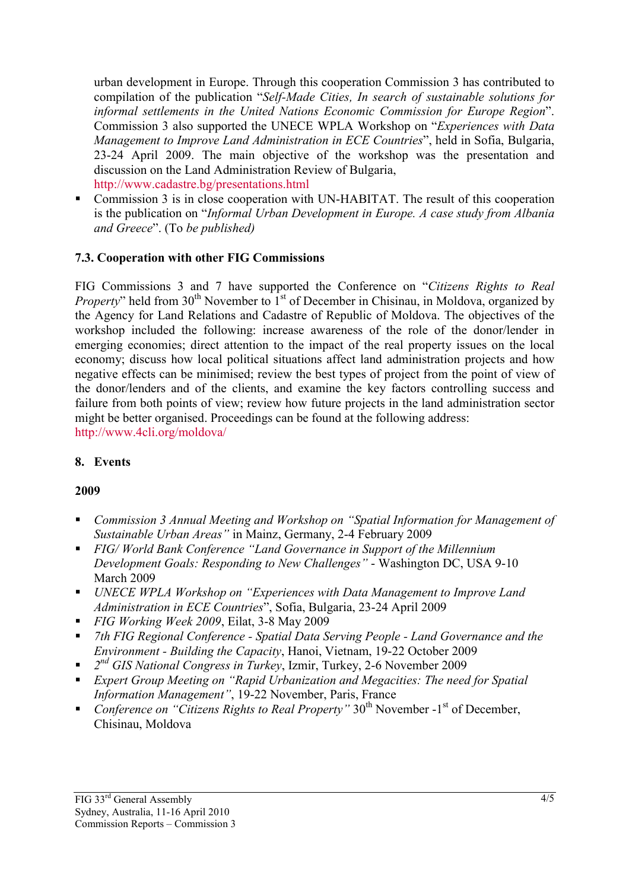urban development in Europe. Through this cooperation Commission 3 has contributed to compilation of the publication "*Self-Made Cities, In search of sustainable solutions for informal settlements in the United Nations Economic Commission for Europe Region*". Commission 3 also supported the UNECE WPLA Workshop on "*Experiences with Data Management to Improve Land Administration in ECE Countries*", held in Sofia, Bulgaria, 23-24 April 2009. The main objective of the workshop was the presentation and discussion on the Land Administration Review of Bulgaria, http://www.cadastre.bg/presentations.html

- Commission 3 is in close cooperation with UN-HABITAT. The result of this cooperation is the publication on "*Informal Urban Development in Europe. A case study from Albania and Greece*". (To *be published)*

### 7.3. Cooperation with other FIG Commissions

FIG Commissions 3 and 7 have supported the Conference on "*Citizens Rights to Real Property*" held from 30th November to 1st of December in Chisinau, in Moldova, organized by the Agency for Land Relations and Cadastre of Republic of Moldova. The objectives of the workshop included the following: increase awareness of the role of the donor/lender in emerging economies; direct attention to the impact of the real property issues on the local economy; discuss how local political situations affect land administration projects and how negative effects can be minimised; review the best types of project from the point of view of the donor/lenders and of the clients, and examine the key factors controlling success and failure from both points of view; review how future projects in the land administration sector might be better organised. Proceedings can be found at the following address: http://www.4cli.org/moldova/

## 8. Events

**2009**

- *Commission 3 Annual Meeting and Workshop on "Spatial Information for Management of Sustainable Urban Areas"* in Mainz, Germany, 2-4 February 2009
- *FIG/ World Bank Conference "Land Governance in Support of the Millennium Development Goals: Responding to New Challenges"* - Washington DC, USA 9-10 March 2009
- *UNECE WPLA Workshop on "Experiences with Data Management to Improve Land Administration in ECE Countries*", Sofia, Bulgaria, 23-24 April 2009
- *FIG Working Week 2009*, Eilat, 3-8 May 2009
- *7th FIG Regional Conference - Spatial Data Serving People - Land Governance and the Environment - Building the Capacity*, Hanoi, Vietnam, 19-22 October 2009
- *2nd GIS National Congress in Turkey*, Izmir, Turkey, 2-6 November 2009
- *Expert Group Meeting on "Rapid Urbanization and Megacities: The need for Spatial Information Management"*, 19-22 November, Paris, France
- *Conference on "Citizens Rights to Real Property"* 30th November -1st of December, Chisinau, Moldova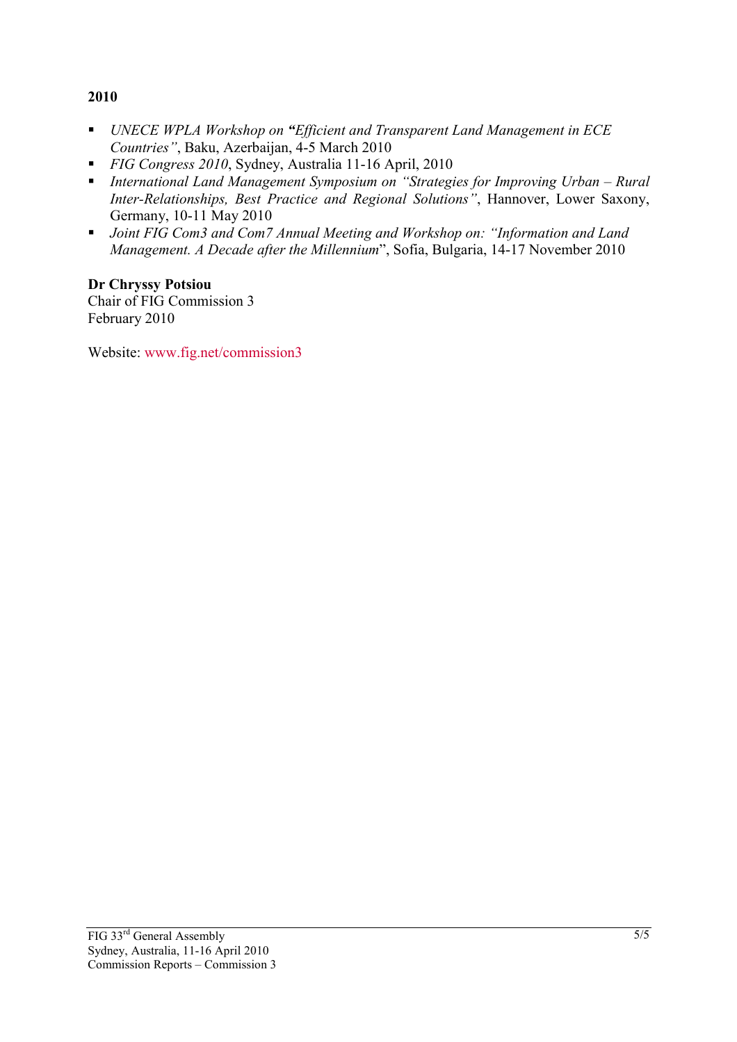**2010**

- *UNECE WPLA Workshop on "Efficient and Transparent Land Management in ECE Countries"*, Baku, Azerbaijan, 4-5 March 2010
- *FIG Congress 2010*, Sydney, Australia 11-16 April, 2010
- *International Land Management Symposium on "Strategies for Improving Urban – Rural Inter-Relationships, Best Practice and Regional Solutions"*, Hannover, Lower Saxony, Germany, 10-11 May 2010
- *Joint FIG Com3 and Com7 Annual Meeting and Workshop on: "Information and Land Management. A Decade after the Millennium*", Sofia, Bulgaria, 14-17 November 2010

**Dr Chryssy Potsiou**
Chair of FIG Commission 3
February 2010

Website: www.fig.net/commission3